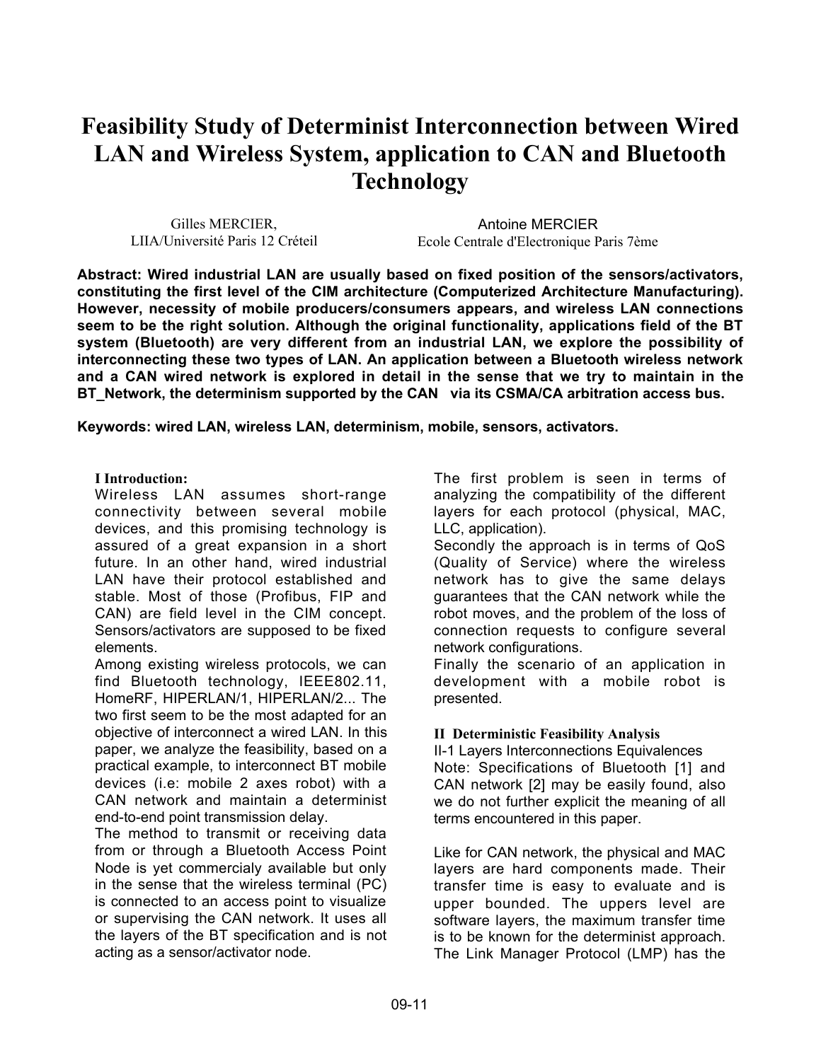# Feasibility Study of Determinist Interconnection between Wired LAN and Wireless System, application to CAN and Bluetooth Technology

Gilles MERCIER,
LIIA/Université Paris 12 Créteil

Antoine MERCIER
Ecole Centrale d'Electronique Paris 7ème

**Abstract: Wired industrial LAN are usually based on fixed position of the sensors/activators, constituting the first level of the CIM architecture (Computerized Architecture Manufacturing). However, necessity of mobile producers/consumers appears, and wireless LAN connections seem to be the right solution. Although the original functionality, applications field of the BT system (Bluetooth) are very different from an industrial LAN, we explore the possibility of interconnecting these two types of LAN. An application between a Bluetooth wireless network and a CAN wired network is explored in detail in the sense that we try to maintain in the BT_Network, the determinism supported by the CAN via its CSMA/CA arbitration access bus.**

**Keywords: wired LAN, wireless LAN, determinism, mobile, sensors, activators.**

## I Introduction:

Wireless LAN assumes short-range connectivity between several mobile devices, and this promising technology is assured of a great expansion in a short future. In an other hand, wired industrial LAN have their protocol established and stable. Most of those (Profibus, FIP and CAN) are field level in the CIM concept. Sensors/activators are supposed to be fixed elements.

Among existing wireless protocols, we can find Bluetooth technology, IEEE802.11, HomeRF, HIPERLAN/1, HIPERLAN/2... The two first seem to be the most adapted for an objective of interconnect a wired LAN. In this paper, we analyze the feasibility, based on a practical example, to interconnect BT mobile devices (i.e: mobile 2 axes robot) with a CAN network and maintain a determinist end-to-end point transmission delay.

The method to transmit or receiving data from or through a Bluetooth Access Point Node is yet commercialy available but only in the sense that the wireless terminal (PC) is connected to an access point to visualize or supervising the CAN network. It uses all the layers of the BT specification and is not acting as a sensor/activator node.

The first problem is seen in terms of analyzing the compatibility of the different layers for each protocol (physical, MAC, LLC, application).

Secondly the approach is in terms of QoS (Quality of Service) where the wireless network has to give the same delays guarantees that the CAN network while the robot moves, and the problem of the loss of connection requests to configure several network configurations.

Finally the scenario of an application in development with a mobile robot is presented.

## II Deterministic Feasibility Analysis

### II-1 Layers Interconnections Equivalences

Note: Specifications of Bluetooth [1] and CAN network [2] may be easily found, also we do not further explicit the meaning of all terms encountered in this paper.

Like for CAN network, the physical and MAC layers are hard components made. Their transfer time is easy to evaluate and is upper bounded. The uppers level are software layers, the maximum transfer time is to be known for the determinist approach. The Link Manager Protocol (LMP) has the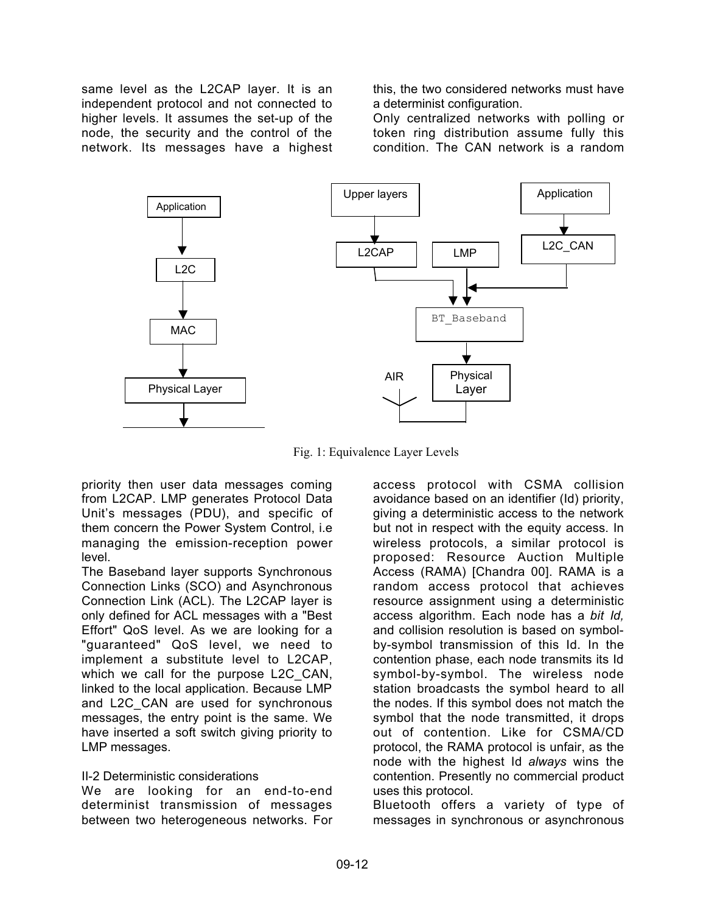same level as the L2CAP layer. It is an independent protocol and not connected to higher levels. It assumes the set-up of the node, the security and the control of the network. Its messages have a highest priority then user data messages coming from L2CAP. LMP generates Protocol Data Unit's messages (PDU), and specific of them concern the Power System Control, i.e managing the emission-reception power level.

The Baseband layer supports Synchronous Connection Links (SCO) and Asynchronous Connection Link (ACL). The L2CAP layer is only defined for ACL messages with a "Best Effort" QoS level. As we are looking for a "guaranteed" QoS level, we need to implement a substitute level to L2CAP, which we call for the purpose L2C_CAN, linked to the local application. Because LMP and L2C_CAN are used for synchronous messages, the entry point is the same. We have inserted a soft switch giving priority to LMP messages.

Fig. 1: Equivalence Layer Levels

II-2 Deterministic considerations

We are looking for an end-to-end determinist transmission of messages between two heterogeneous networks. For this, the two considered networks must have a determinist configuration.

Only centralized networks with polling or token ring distribution assume fully this condition. The CAN network is a random access protocol with CSMA collision avoidance based on an identifier (Id) priority, giving a deterministic access to the network but not in respect with the equity access. In wireless protocols, a similar protocol is proposed: Resource Auction Multiple Access (RAMA) [Chandra 00]. RAMA is a random access protocol that achieves resource assignment using a deterministic access algorithm. Each node has a *bit Id,* and collision resolution is based on symbol-by-symbol transmission of this Id. In the contention phase, each node transmits its Id symbol-by-symbol. The wireless node station broadcasts the symbol heard to all the nodes. If this symbol does not match the symbol that the node transmitted, it drops out of contention. Like for CSMA/CD protocol, the RAMA protocol is unfair, as the node with the highest Id *always* wins the contention. Presently no commercial product uses this protocol.

Bluetooth offers a variety of type of messages in synchronous or asynchronous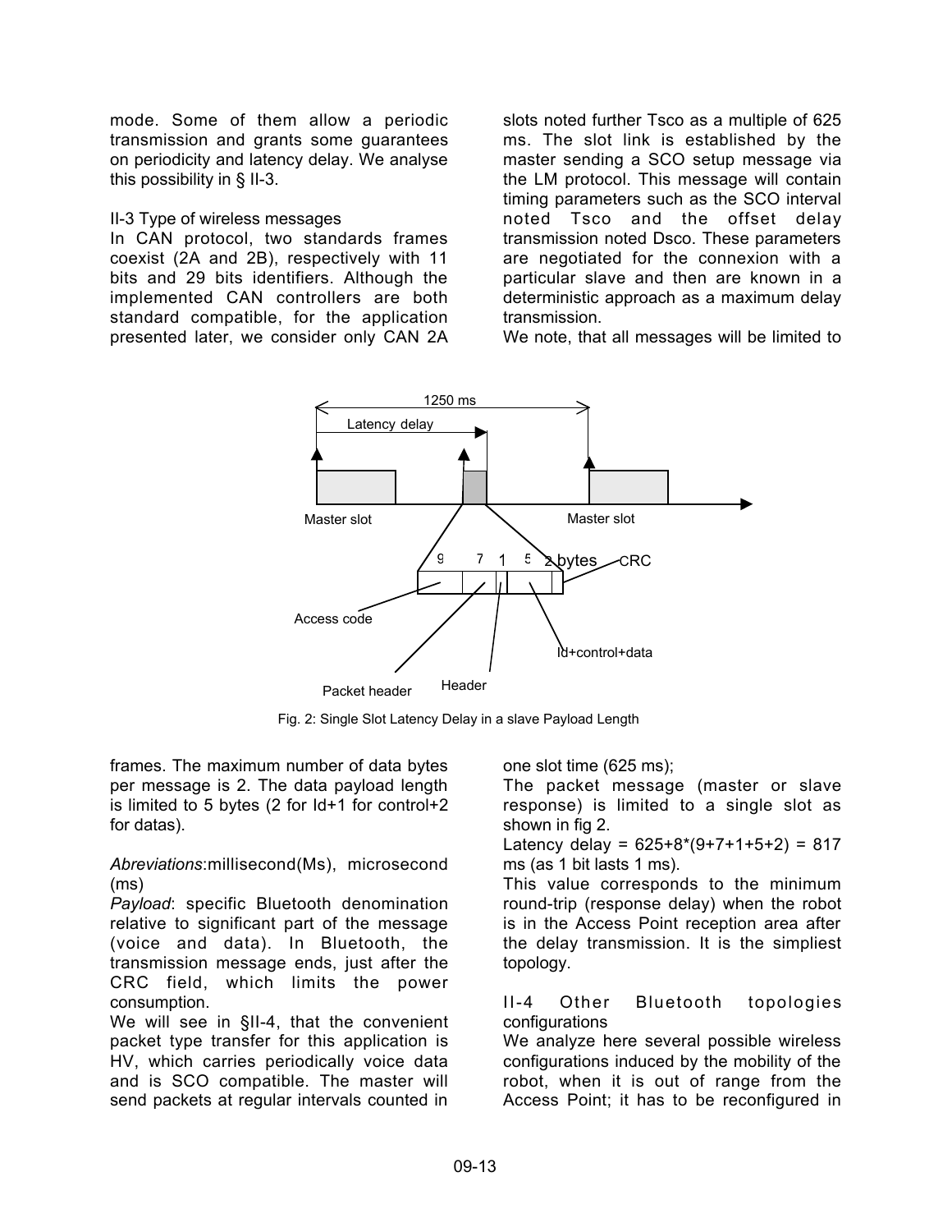mode. Some of them allow a periodic transmission and grants some guarantees on periodicity and latency delay. We analyse this possibility in § II-3.

II-3 Type of wireless messages

In CAN protocol, two standards frames coexist (2A and 2B), respectively with 11 bits and 29 bits identifiers. Although the implemented CAN controllers are both standard compatible, for the application presented later, we consider only CAN 2A frames. The maximum number of data bytes per message is 2. The data payload length is limited to 5 bytes (2 for Id+1 for control+2 for datas).

*Abreviations*:millisecond(Ms), microsecond (ms)

*Payload*: specific Bluetooth denomination relative to significant part of the message (voice and data). In Bluetooth, the transmission message ends, just after the CRC field, which limits the power consumption.

We will see in §II-4, that the convenient packet type transfer for this application is HV, which carries periodically voice data and is SCO compatible. The master will send packets at regular intervals counted in slots noted further Tsco as a multiple of 625 ms. The slot link is established by the master sending a SCO setup message via the LM protocol. This message will contain timing parameters such as the SCO interval noted Tsco and the offset delay transmission noted Dsco. These parameters are negotiated for the connexion with a particular slave and then are known in a deterministic approach as a maximum delay transmission.

We note, that all messages will be limited to one slot time (625 ms);

The packet message (master or slave response) is limited to a single slot as shown in fig 2.

Latency delay = 625+8*(9+7+1+5+2) = 817 ms (as 1 bit lasts 1 ms).

This value corresponds to the minimum round-trip (response delay) when the robot is in the Access Point reception area after the delay transmission. It is the simpliest topology.

Fig. 2: Single Slot Latency Delay in a slave Payload Length

II-4 Other Bluetooth topologies configurations

We analyze here several possible wireless configurations induced by the mobility of the robot, when it is out of range from the Access Point; it has to be reconfigured in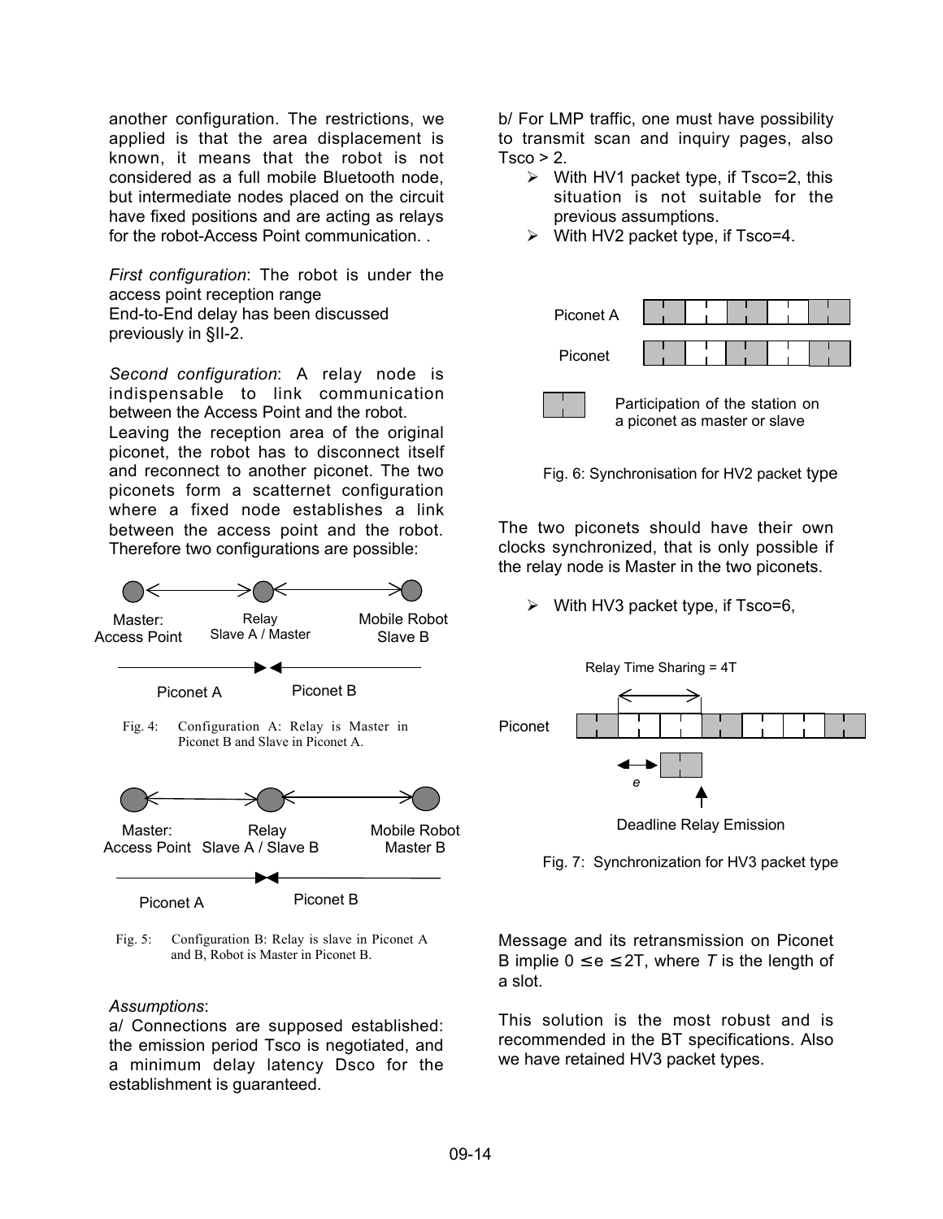another configuration. The restrictions, we applied is that the area displacement is known, it means that the robot is not considered as a full mobile Bluetooth node, but intermediate nodes placed on the circuit have fixed positions and are acting as relays for the robot-Access Point communication. .

*First configuration*: The robot is under the access point reception range
End-to-End delay has been discussed previously in §II-2.

*Second configuration*: A relay node is indispensable to link communication between the Access Point and the robot.
Leaving the reception area of the original piconet, the robot has to disconnect itself and reconnect to another piconet. The two piconets form a scatternet configuration where a fixed node establishes a link between the access point and the robot. Therefore two configurations are possible:

Master: Access Point — Relay Slave A / Master — Mobile Robot Slave B

Piconet A — Piconet B

Fig. 4: Configuration A: Relay is Master in Piconet B and Slave in Piconet A.

Master: Access Point — Relay Slave A / Slave B — Mobile Robot Master B

Piconet A — Piconet B

Fig. 5: Configuration B: Relay is slave in Piconet A and B, Robot is Master in Piconet B.

*Assumptions*:
a/ Connections are supposed established: the emission period Tsco is negotiated, and a minimum delay latency Dsco for the establishment is guaranteed.

b/ For LMP traffic, one must have possibility to transmit scan and inquiry pages, also Tsco > 2.

- With HV1 packet type, if Tsco=2, this situation is not suitable for the previous assumptions.
- With HV2 packet type, if Tsco=4.

Piconet A

Piconet

Participation of the station on a piconet as master or slave

Fig. 6: Synchronisation for HV2 packet type

The two piconets should have their own clocks synchronized, that is only possible if the relay node is Master in the two piconets.

- With HV3 packet type, if Tsco=6,

Relay Time Sharing = 4T

Piconet

*e*

Deadline Relay Emission

Fig. 7: Synchronization for HV3 packet type

Message and its retransmission on Piconet B implie $0 \leq e \leq 2T$, where *T* is the length of a slot.

This solution is the most robust and is recommended in the BT specifications. Also we have retained HV3 packet types.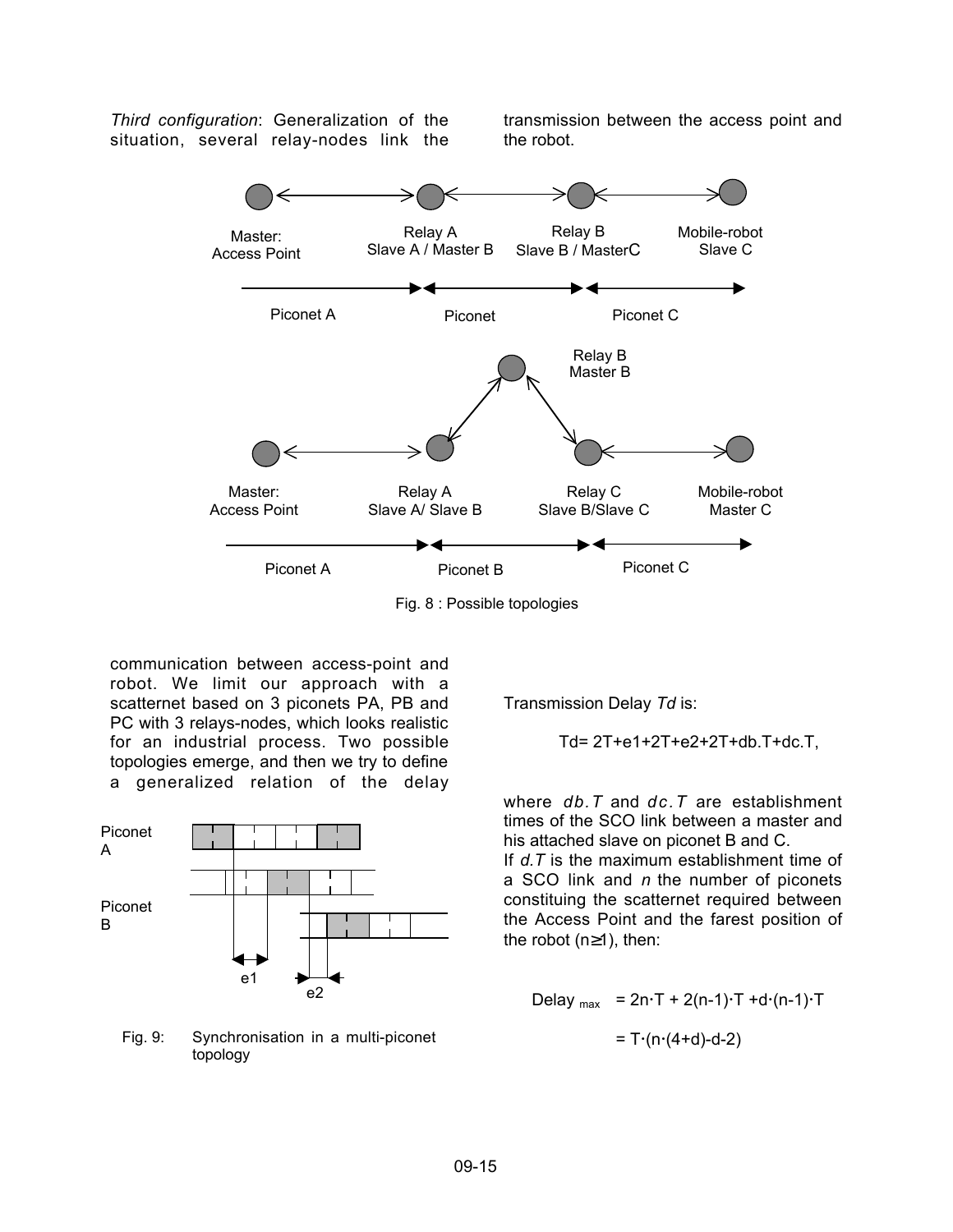*Third configuration*: Generalization of the situation, several relay-nodes link the transmission between the access point and the robot.

Fig. 8 : Possible topologies

communication between access-point and robot. We limit our approach with a scatternet based on 3 piconets PA, PB and PC with 3 relays-nodes, which looks realistic for an industrial process. Two possible topologies emerge, and then we try to define a generalized relation of the delay

Fig. 9: Synchronisation in a multi-piconet topology

Transmission Delay *Td* is:

$$Td = 2T + e1 + 2T + e2 + 2T + db.T + dc.T,$$

where *db.T* and *dc.T* are establishment times of the SCO link between a master and his attached slave on piconet B and C.

If *d.T* is the maximum establishment time of a SCO link and *n* the number of piconets constituing the scatternet required between the Access Point and the farest position of the robot ($n \geq 1$), then:

$$Delay_{max} = 2n \cdot T + 2(n-1) \cdot T + d \cdot (n-1) \cdot T$$

$$= T \cdot (n \cdot (4+d) - d - 2)$$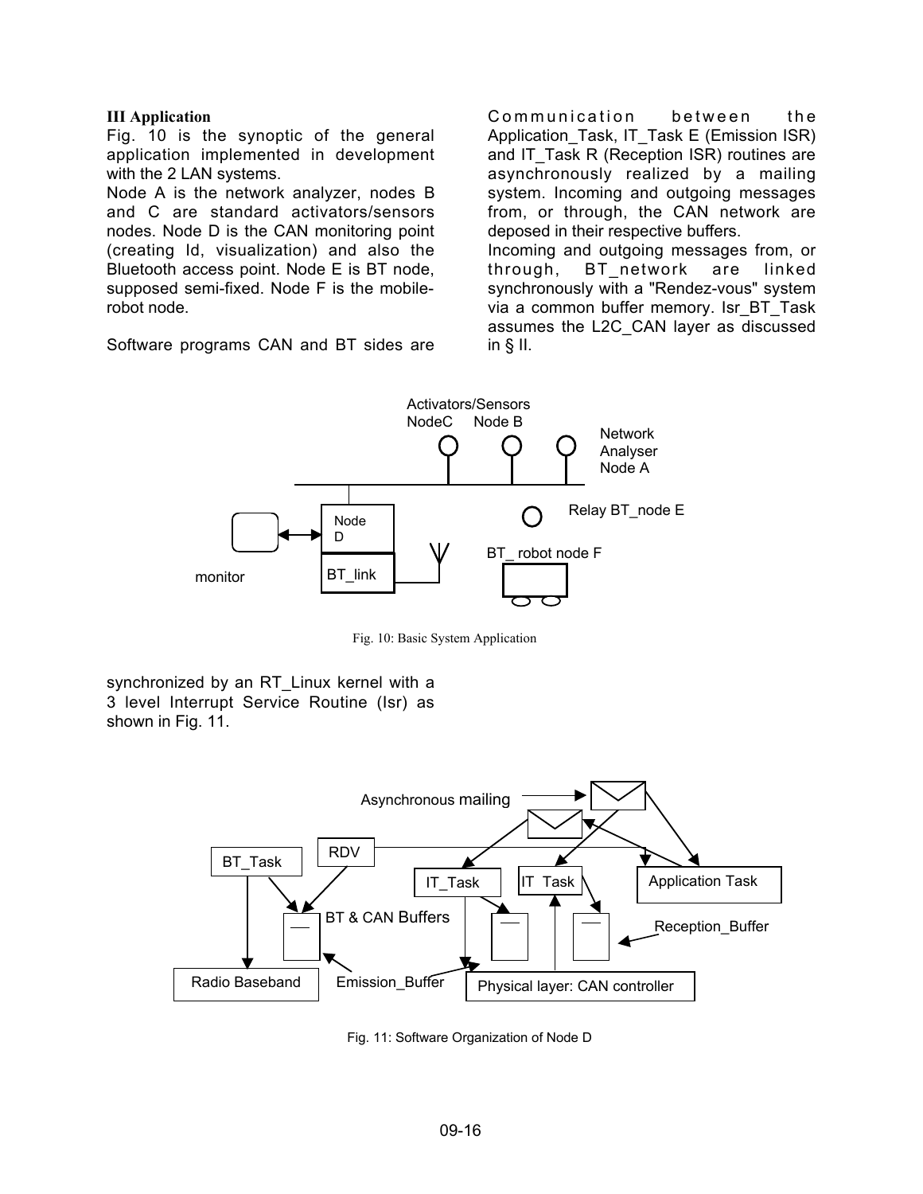### III Application

Fig. 10 is the synoptic of the general application implemented in development with the 2 LAN systems.

Node A is the network analyzer, nodes B and C are standard activators/sensors nodes. Node D is the CAN monitoring point (creating Id, visualization) and also the Bluetooth access point. Node E is BT node, supposed semi-fixed. Node F is the mobile-robot node.

Software programs CAN and BT sides are synchronized by an RT_Linux kernel with a 3 level Interrupt Service Routine (Isr) as shown in Fig. 11.

Communication between the Application_Task, IT_Task E (Emission ISR) and IT_Task R (Reception ISR) routines are asynchronously realized by a mailing system. Incoming and outgoing messages from, or through, the CAN network are deposed in their respective buffers.

Incoming and outgoing messages from, or through, BT_network are linked synchronously with a "Rendez-vous" system via a common buffer memory. Isr_BT_Task assumes the L2C_CAN layer as discussed in § II.

Fig. 10: Basic System Application

Fig. 11: Software Organization of Node D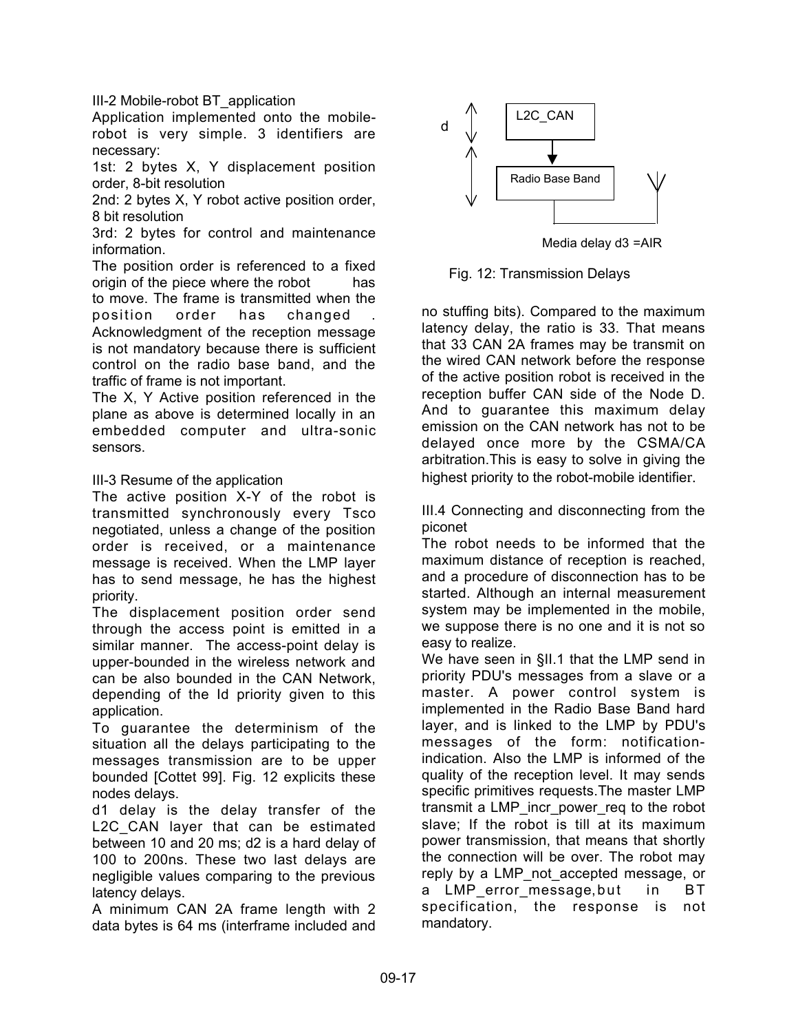III-2 Mobile-robot BT_application

Application implemented onto the mobile-robot is very simple. 3 identifiers are necessary:

1st: 2 bytes X, Y displacement position order, 8-bit resolution

2nd: 2 bytes X, Y robot active position order, 8 bit resolution

3rd: 2 bytes for control and maintenance information.

The position order is referenced to a fixed origin of the piece where the robot has to move. The frame is transmitted when the position order has changed . Acknowledgment of the reception message is not mandatory because there is sufficient control on the radio base band, and the traffic of frame is not important.

The X, Y Active position referenced in the plane as above is determined locally in an embedded computer and ultra-sonic sensors.

III-3 Resume of the application

The active position X-Y of the robot is transmitted synchronously every Tsco negotiated, unless a change of the position order is received, or a maintenance message is received. When the LMP layer has to send message, he has the highest priority.

The displacement position order send through the access point is emitted in a similar manner. The access-point delay is upper-bounded in the wireless network and can be also bounded in the CAN Network, depending of the Id priority given to this application.

To guarantee the determinism of the situation all the delays participating to the messages transmission are to be upper bounded [Cottet 99]. Fig. 12 explicits these nodes delays.

d1 delay is the delay transfer of the L2C_CAN layer that can be estimated between 10 and 20 ms; d2 is a hard delay of 100 to 200ns. These two last delays are negligible values comparing to the previous latency delays.

A minimum CAN 2A frame length with 2 data bytes is 64 ms (interframe included and no stuffing bits). Compared to the maximum latency delay, the ratio is 33. That means that 33 CAN 2A frames may be transmit on the wired CAN network before the response of the active position robot is received in the reception buffer CAN side of the Node D. And to guarantee this maximum delay emission on the CAN network has not to be delayed once more by the CSMA/CA arbitration.This is easy to solve in giving the highest priority to the robot-mobile identifier.

d — L2C_CAN — Radio Base Band — Media delay d3 =AIR

Fig. 12: Transmission Delays

III.4 Connecting and disconnecting from the piconet

The robot needs to be informed that the maximum distance of reception is reached, and a procedure of disconnection has to be started. Although an internal measurement system may be implemented in the mobile, we suppose there is no one and it is not so easy to realize.

We have seen in §II.1 that the LMP send in priority PDU's messages from a slave or a master. A power control system is implemented in the Radio Base Band hard layer, and is linked to the LMP by PDU's messages of the form: notification-indication. Also the LMP is informed of the quality of the reception level. It may sends specific primitives requests.The master LMP transmit a LMP_incr_power_req to the robot slave; If the robot is till at its maximum power transmission, that means that shortly the connection will be over. The robot may reply by a LMP_not_accepted message, or a LMP_error_message,but in BT specification, the response is not mandatory.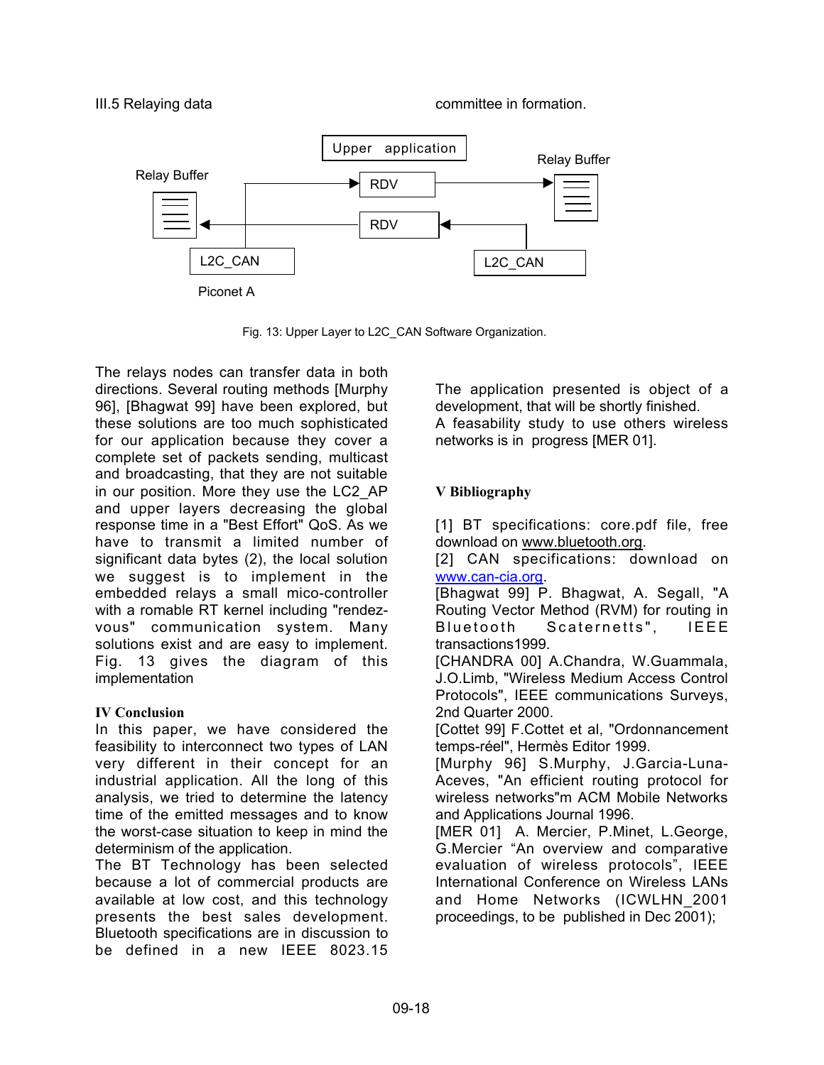III.5 Relaying data

committee in formation.

Upper application

Relay Buffer

RDV

Relay Buffer

RDV

L2C_CAN

L2C_CAN

Piconet A

Fig. 13: Upper Layer to L2C_CAN Software Organization.

The relays nodes can transfer data in both directions. Several routing methods [Murphy 96], [Bhagwat 99] have been explored, but these solutions are too much sophisticated for our application because they cover a complete set of packets sending, multicast and broadcasting, that they are not suitable in our position. More they use the LC2_AP and upper layers decreasing the global response time in a "Best Effort" QoS. As we have to transmit a limited number of significant data bytes (2), the local solution we suggest is to implement in the embedded relays a small mico-controller with a romable RT kernel including "rendez-vous" communication system. Many solutions exist and are easy to implement. Fig. 13 gives the diagram of this implementation

## IV Conclusion

In this paper, we have considered the feasibility to interconnect two types of LAN very different in their concept for an industrial application. All the long of this analysis, we tried to determine the latency time of the emitted messages and to know the worst-case situation to keep in mind the determinism of the application.

The BT Technology has been selected because a lot of commercial products are available at low cost, and this technology presents the best sales development. Bluetooth specifications are in discussion to be defined in a new IEEE 8023.15 committee in formation.

The application presented is object of a development, that will be shortly finished.

A feasability study to use others wireless networks is in progress [MER 01].

## V Bibliography

[1] BT specifications: core.pdf file, free download on www.bluetooth.org.

[2] CAN specifications: download on www.can-cia.org.

[Bhagwat 99] P. Bhagwat, A. Segall, "A Routing Vector Method (RVM) for routing in Bluetooth Scaternetts", IEEE transactions1999.

[CHANDRA 00] A.Chandra, W.Guammala, J.O.Limb, "Wireless Medium Access Control Protocols", IEEE communications Surveys, 2nd Quarter 2000.

[Cottet 99] F.Cottet et al, "Ordonnancement temps-réel", Hermès Editor 1999.

[Murphy 96] S.Murphy, J.Garcia-Luna-Aceves, "An efficient routing protocol for wireless networks"m ACM Mobile Networks and Applications Journal 1996.

[MER 01] A. Mercier, P.Minet, L.George, G.Mercier "An overview and comparative evaluation of wireless protocols", IEEE International Conference on Wireless LANs and Home Networks (ICWLHN_2001 proceedings, to be published in Dec 2001);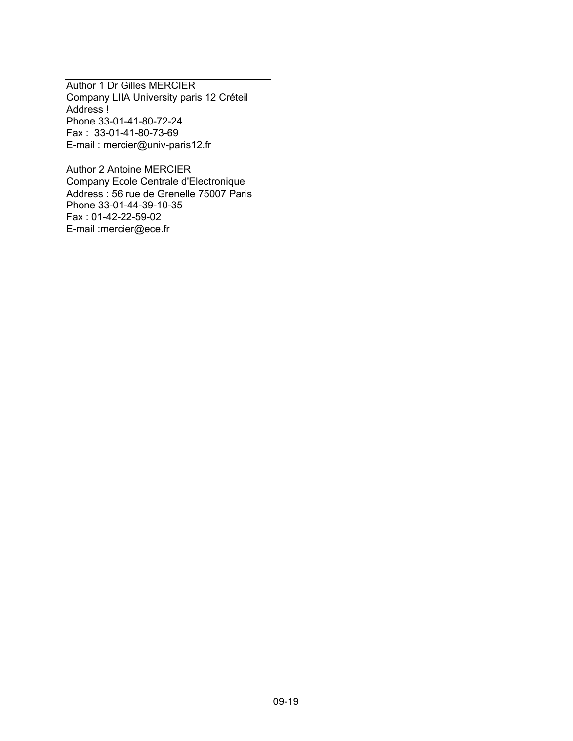---

Author 1 Dr Gilles MERCIER
Company LIIA University paris 12 Créteil
Address !
Phone 33-01-41-80-72-24
Fax : 33-01-41-80-73-69
E-mail : mercier@univ-paris12.fr

---

Author 2 Antoine MERCIER
Company Ecole Centrale d'Electronique
Address : 56 rue de Grenelle 75007 Paris
Phone 33-01-44-39-10-35
Fax : 01-42-22-59-02
E-mail :mercier@ece.fr